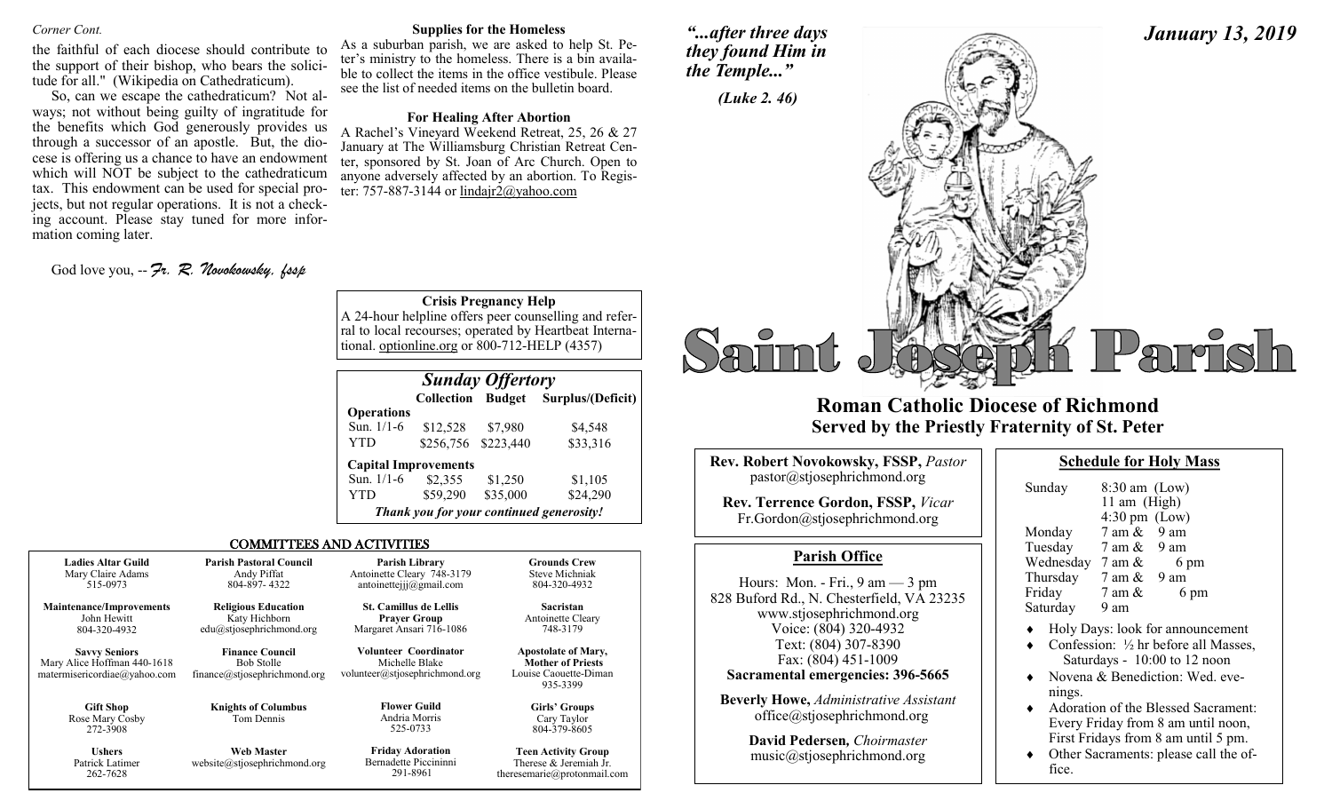*Corner Cont.*

the faithful of each diocese should contribute to the support of their bishop, who bears the solicitude for all." (Wikipedia on Cathedraticum).

So, can we escape the cathedraticum? Not always; not without being guilty of ingratitude for the benefits which God generously provides us through a successor of an apostle. But, the diocese is offering us a chance to have an endowment which will NOT be subject to the cathedraticum tax. This endowment can be used for special projects, but not regular operations. It is not a checking account. Please stay tuned for more information coming later.

God love you, --*Fr. R. Novokowsky, fssp*

### Supplies for the Homeless

As a suburban parish, we are asked to help St. Peter's ministry to the homeless. There is a bin available to collect the items in the office vestibule. Please see the list of needed items on the bulletin board.

### For Healing After Abortion

A Rachel's Vineyard Weekend Retreat, 25, 26 & 27 January at The Williamsburg Christian Retreat Center, sponsored by St. Joan of Arc Church. Open to anyone adversely affected by an abortion. To Register: 757-887-3144 or lindajr2@yahoo.com

### Crisis Pregnancy Help

A 24-hour helpline offers peer counselling and referral to local recourses; operated by Heartbeat International. optionline.org or 800-712-HELP (4357)

### *Sunday Offertory*

| | Collection | Budget | Surplus/(Deficit) |
|---|---|---|---|
| **Operations** | | | |
| Sun. 1/1-6 | \$12,528 | \$7,980 | \$4,548 |
| YTD | \$256,756 | \$223,440 | \$33,316 |
| **Capital Improvements** | | | |
| Sun. 1/1-6 | \$2,355 | \$1,250 | \$1,105 |
| YTD | \$59,290 | \$35,000 | \$24,290 |

***Thank you for your continued generosity!***

### COMMITTEES AND ACTIVITIES

| | | | |
|---|---|---|---|
| **Ladies Altar Guild**<br>Mary Claire Adams<br>515-0973 | **Parish Pastoral Council**<br>Andy Piffat<br>804-897- 4322 | **Parish Library**<br>Antoinette Cleary 748-3179<br>antoinettejjj@gmail.com | **Grounds Crew**<br>Steve Michniak<br>804-320-4932 |
| **Maintenance/Improvements**<br>John Hewitt<br>804-320-4932 | **Religious Education**<br>Katy Hichborn<br>edu@stjosephrichmond.org | **St. Camillus de Lellis Prayer Group**<br>Margaret Ansari 716-1086 | **Sacristan**<br>Antoinette Cleary<br>748-3179 |
| **Savvy Seniors**<br>Mary Alice Hoffman 440-1618<br>matermisericordiae@yahoo.com | **Finance Council**<br>Bob Stolle<br>finance@stjosephrichmond.org | **Volunteer Coordinator**<br>Michelle Blake<br>volunteer@stjosephrichmond.org | **Apostolate of Mary, Mother of Priests**<br>Louise Caouette-Diman<br>935-3399 |
| **Gift Shop**<br>Rose Mary Cosby<br>272-3908 | **Knights of Columbus**<br>Tom Dennis | **Flower Guild**<br>Andria Morris<br>525-0733 | **Girls' Groups**<br>Cary Taylor<br>804-379-8605 |
| **Ushers**<br>Patrick Latimer<br>262-7628 | **Web Master**<br>website@stjosephrichmond.org | **Friday Adoration**<br>Bernadette Piccininni<br>291-8961 | **Teen Activity Group**<br>Therese & Jeremiah Jr.<br>theresemarie@protonmail.com |

*"...after three days they found Him in the Temple..."*

*(Luke 2. 46)*

*January 13, 2019*

# Saint Joseph Parish

## Roman Catholic Diocese of Richmond
## Served by the Priestly Fraternity of St. Peter

**Rev. Robert Novokowsky, FSSP,** *Pastor*
pastor@stjosephrichmond.org

**Rev. Terrence Gordon, FSSP,** *Vicar*
Fr.Gordon@stjosephrichmond.org

### Parish Office

Hours: Mon. - Fri., 9 am — 3 pm
828 Buford Rd., N. Chesterfield, VA 23235
www.stjosephrichmond.org
Voice: (804) 320-4932
Text: (804) 307-8390
Fax: (804) 451-1009
**Sacramental emergencies: 396-5665**

**Beverly Howe,** *Administrative Assistant*
office@stjosephrichmond.org

**David Pedersen,** *Choirmaster*
music@stjosephrichmond.org

### Schedule for Holy Mass

| | |
|---|---|
| Sunday | 8:30 am (Low)<br>11 am (High)<br>4:30 pm (Low) |
| Monday | 7 am & 9 am |
| Tuesday | 7 am & 9 am |
| Wednesday | 7 am & 6 pm |
| Thursday | 7 am & 9 am |
| Friday | 7 am & 6 pm |
| Saturday | 9 am |

- Holy Days: look for announcement
- Confession: ½ hr before all Masses, Saturdays - 10:00 to 12 noon
- Novena & Benediction: Wed. evenings.
- Adoration of the Blessed Sacrament: Every Friday from 8 am until noon, First Fridays from 8 am until 5 pm.
- Other Sacraments: please call the office.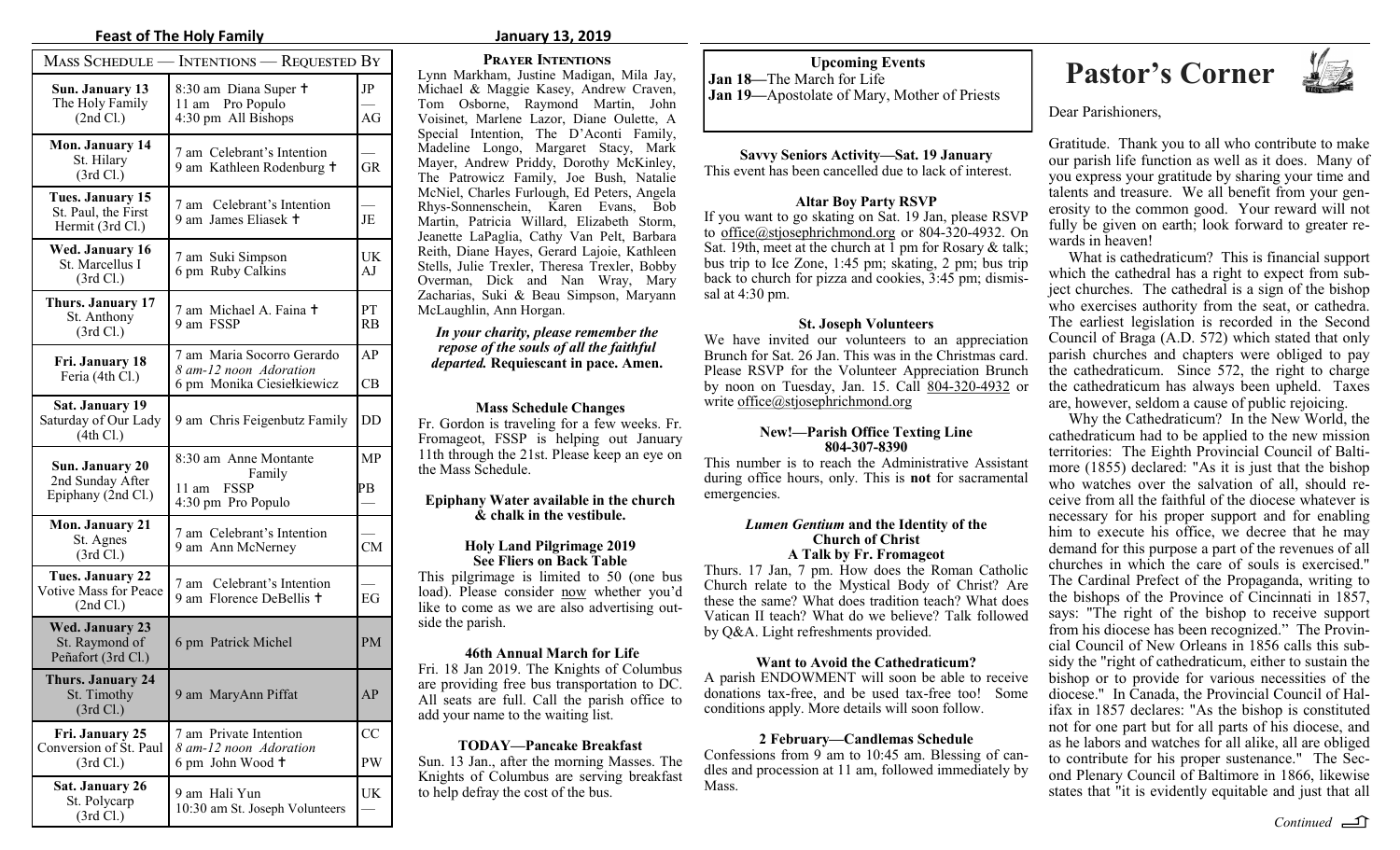**Feast of The Holy Family** **January 13, 2019**

| Mass Schedule — Intentions — Requested By | | |
|---|---|---|
| **Sun. January 13** The Holy Family (2nd Cl.) | 8:30 am Diana Super ✝ 11 am Pro Populo 4:30 pm All Bishops | JP — AG |
| **Mon. January 14** St. Hilary (3rd Cl.) | 7 am Celebrant's Intention 9 am Kathleen Rodenburg ✝ | — GR |
| **Tues. January 15** St. Paul, the First Hermit (3rd Cl.) | 7 am Celebrant's Intention 9 am James Eliasek ✝ | — JE |
| **Wed. January 16** St. Marcellus I (3rd Cl.) | 7 am Suki Simpson 6 pm Ruby Calkins | UK AJ |
| **Thurs. January 17** St. Anthony (3rd Cl.) | 7 am Michael A. Faina ✝ 9 am FSSP | PT RB |
| **Fri. January 18** Feria (4th Cl.) | 7 am Maria Socorro Gerardo *8 am-12 noon Adoration* 6 pm Monika Ciesiełkiewicz | AP CB |
| **Sat. January 19** Saturday of Our Lady (4th Cl.) | 9 am Chris Feigenbutz Family | DD |
| **Sun. January 20** 2nd Sunday After Epiphany (2nd Cl.) | 8:30 am Anne Montante Family 11 am FSSP 4:30 pm Pro Populo | MP PB — |
| **Mon. January 21** St. Agnes (3rd Cl.) | 7 am Celebrant's Intention 9 am Ann McNerney | — CM |
| **Tues. January 22** Votive Mass for Peace (2nd Cl.) | 7 am Celebrant's Intention 9 am Florence DeBellis ✝ | — EG |
| **Wed. January 23** St. Raymond of Peñafort (3rd Cl.) | 6 pm Patrick Michel | PM |
| **Thurs. January 24** St. Timothy (3rd Cl.) | 9 am MaryAnn Piffat | AP |
| **Fri. January 25** Conversion of St. Paul (3rd Cl.) | 7 am Private Intention *8 am-12 noon Adoration* 6 pm John Wood ✝ | CC PW |
| **Sat. January 26** St. Polycarp (3rd Cl.) | 9 am Hali Yun 10:30 am St. Joseph Volunteers | UK — |

### Prayer Intentions

Lynn Markham, Justine Madigan, Mila Jay, Michael & Maggie Kasey, Andrew Craven, Tom Osborne, Raymond Martin, John Voisinet, Marlene Lazor, Diane Oulette, A Special Intention, The D'Aconti Family, Madeline Longo, Margaret Stacy, Mark Mayer, Andrew Priddy, Dorothy McKinley, The Patrowicz Family, Joe Bush, Natalie McNiel, Charles Furlough, Ed Peters, Angela Rhys-Sonnenschein, Karen Evans, Bob Martin, Patricia Willard, Elizabeth Storm, Jeanette LaPaglia, Cathy Van Pelt, Barbara Reith, Diane Hayes, Gerard Lajoie, Kathleen Stells, Julie Trexler, Theresa Trexler, Bobby Overman, Dick and Nan Wray, Mary Zacharias, Suki & Beau Simpson, Maryann McLaughlin, Ann Horgan.

***In your charity, please remember the repose of the souls of all the faithful departed.* Requiescant in pace. Amen.**

### Mass Schedule Changes

Fr. Gordon is traveling for a few weeks. Fr. Fromageot, FSSP is helping out January 11th through the 21st. Please keep an eye on the Mass Schedule.

**Epiphany Water available in the church & chalk in the vestibule.**

### Holy Land Pilgrimage 2019
**See Fliers on Back Table**

This pilgrimage is limited to 50 (one bus load). Please consider now whether you'd like to come as we are also advertising outside the parish.

### 46th Annual March for Life

Fri. 18 Jan 2019. The Knights of Columbus are providing free bus transportation to DC. All seats are full. Call the parish office to add your name to the waiting list.

### TODAY—Pancake Breakfast

Sun. 13 Jan., after the morning Masses. The Knights of Columbus are serving breakfast to help defray the cost of the bus.

**Upcoming Events**
**Jan 18**—The March for Life
**Jan 19**—Apostolate of Mary, Mother of Priests

### Savvy Seniors Activity—Sat. 19 January

This event has been cancelled due to lack of interest.

### Altar Boy Party RSVP

If you want to go skating on Sat. 19 Jan, please RSVP to office@stjosephrichmond.org or 804-320-4932. On Sat. 19th, meet at the church at 1 pm for Rosary & talk; bus trip to Ice Zone, 1:45 pm; skating, 2 pm; bus trip back to church for pizza and cookies, 3:45 pm; dismissal at 4:30 pm.

### St. Joseph Volunteers

We have invited our volunteers to an appreciation Brunch for Sat. 26 Jan. This was in the Christmas card. Please RSVP for the Volunteer Appreciation Brunch by noon on Tuesday, Jan. 15. Call 804-320-4932 or write office@stjosephrichmond.org

### New!—Parish Office Texting Line
**804-307-8390**

This number is to reach the Administrative Assistant during office hours, only. This is **not** for sacramental emergencies.

### *Lumen Gentium* and the Identity of the Church of Christ
**A Talk by Fr. Fromageot**

Thurs. 17 Jan, 7 pm. How does the Roman Catholic Church relate to the Mystical Body of Christ? Are these the same? What does tradition teach? What does Vatican II teach? What do we believe? Talk followed by Q&A. Light refreshments provided.

### Want to Avoid the Cathedraticum?

A parish ENDOWMENT will soon be able to receive donations tax-free, and be used tax-free too! Some conditions apply. More details will soon follow.

### 2 February—Candlemas Schedule

Confessions from 9 am to 10:45 am. Blessing of candles and procession at 11 am, followed immediately by Mass.

# Pastor's Corner

Dear Parishioners,

Gratitude. Thank you to all who contribute to make our parish life function as well as it does. Many of you express your gratitude by sharing your time and talents and treasure. We all benefit from your generosity to the common good. Your reward will not fully be given on earth; look forward to greater rewards in heaven!

What is cathedraticum? This is financial support which the cathedral has a right to expect from subject churches. The cathedral is a sign of the bishop who exercises authority from the seat, or cathedra. The earliest legislation is recorded in the Second Council of Braga (A.D. 572) which stated that only parish churches and chapters were obliged to pay the cathedraticum. Since 572, the right to charge the cathedraticum has always been upheld. Taxes are, however, seldom a cause of public rejoicing.

Why the Cathedraticum? In the New World, the cathedraticum had to be applied to the new mission territories: The Eighth Provincial Council of Baltimore (1855) declared: "As it is just that the bishop who watches over the salvation of all, should receive from all the faithful of the diocese whatever is necessary for his proper support and for enabling him to execute his office, we decree that he may demand for this purpose a part of the revenues of all churches in which the care of souls is exercised." The Cardinal Prefect of the Propaganda, writing to the bishops of the Province of Cincinnati in 1857, says: "The right of the bishop to receive support from his diocese has been recognized." The Provincial Council of New Orleans in 1856 calls this subsidy the "right of cathedraticum, either to sustain the bishop or to provide for various necessities of the diocese." In Canada, the Provincial Council of Halifax in 1857 declares: "As the bishop is constituted not for one part but for all parts of his diocese, and as he labors and watches for all alike, all are obliged to contribute for his proper sustenance." The Second Plenary Council of Baltimore in 1866, likewise states that "it is evidently equitable and just that all

*Continued*